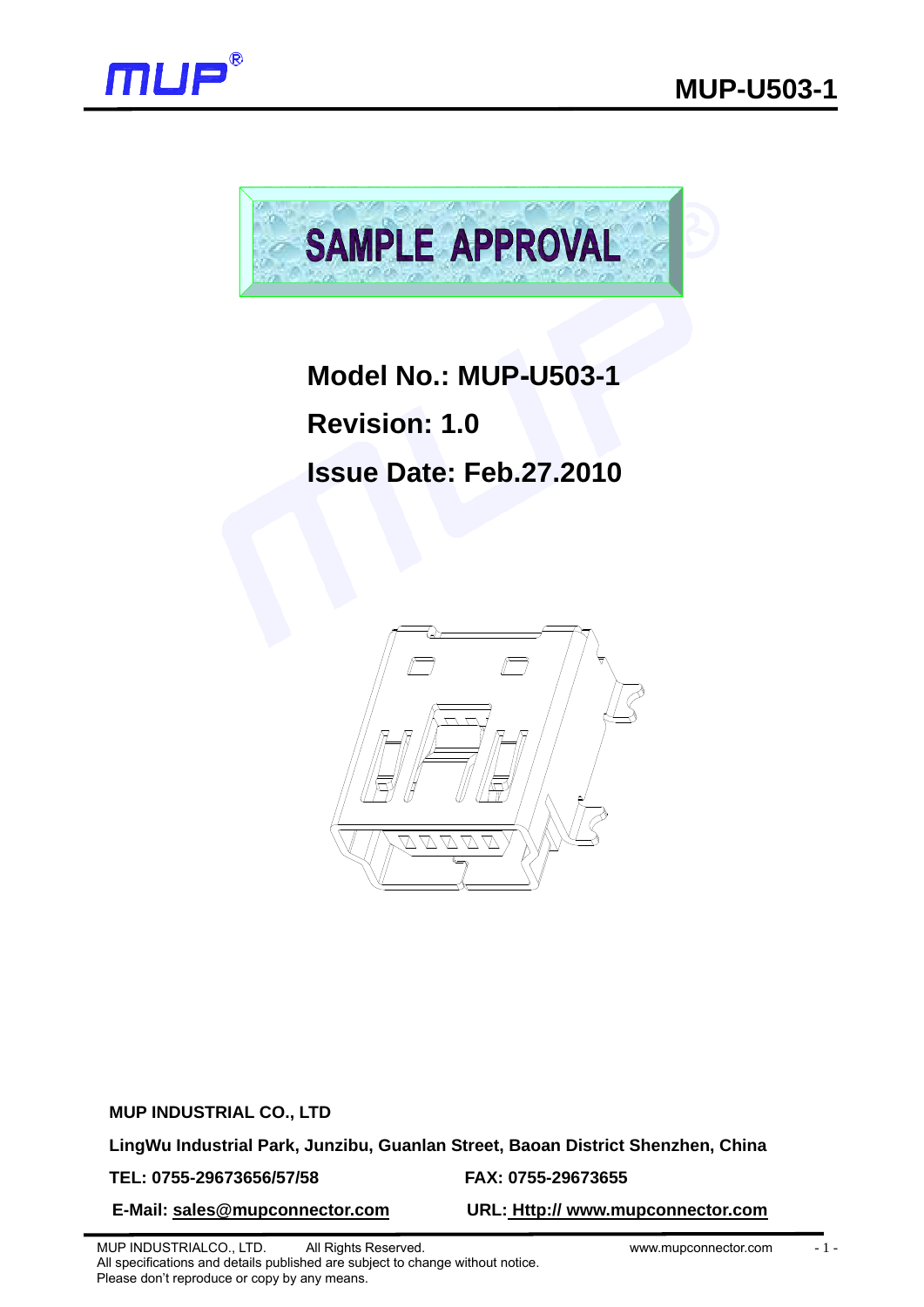# SAMPLE APPROVAL

**Model No.: MUP-U503-1**

**Revision: 1.0**

**Issue Date: Feb.27.2010**

**MUP INDUSTRIAL CO., LTD**

**LingWu Industrial Park, Junzibu, Guanlan Street, Baoan District Shenzhen, China**

**TEL: 0755-29673656/57/58** **FAX: 0755-29673655**

**E-Mail: sales@mupconnector.com** **URL: Http:// www.mupconnector.com**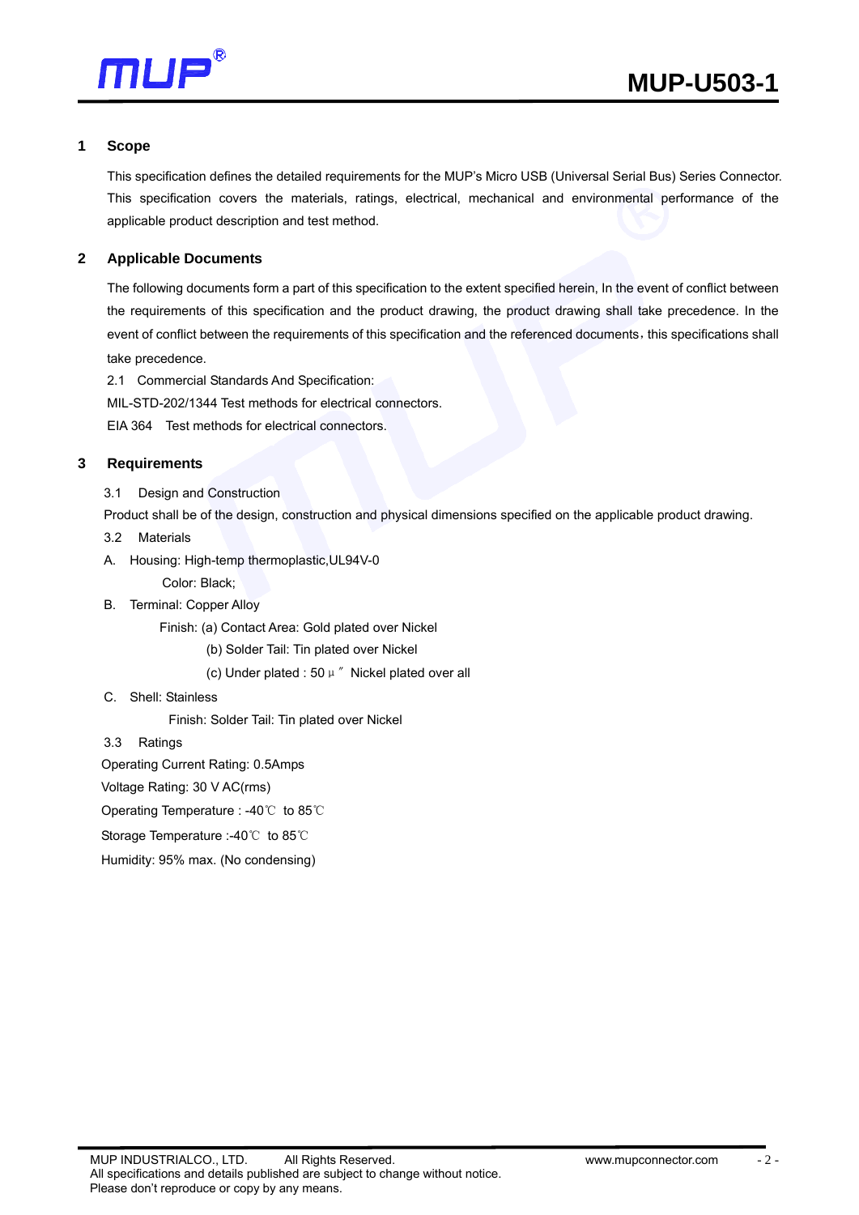## 1 Scope

This specification defines the detailed requirements for the MUP's Micro USB (Universal Serial Bus) Series Connector. This specification covers the materials, ratings, electrical, mechanical and environmental performance of the applicable product description and test method.

## 2 Applicable Documents

The following documents form a part of this specification to the extent specified herein, In the event of conflict between the requirements of this specification and the product drawing, the product drawing shall take precedence. In the event of conflict between the requirements of this specification and the referenced documents，this specifications shall take precedence.

2.1 Commercial Standards And Specification:

MIL-STD-202/1344 Test methods for electrical connectors.

EIA 364 Test methods for electrical connectors.

## 3 Requirements

3.1 Design and Construction

Product shall be of the design, construction and physical dimensions specified on the applicable product drawing.

3.2 Materials

A. Housing: High-temp thermoplastic,UL94V-0

Color: Black;

B. Terminal: Copper Alloy

Finish: (a) Contact Area: Gold plated over Nickel

(b) Solder Tail: Tin plated over Nickel

(c) Under plated : 50 μ″ Nickel plated over all

C. Shell: Stainless

Finish: Solder Tail: Tin plated over Nickel

3.3 Ratings

Operating Current Rating: 0.5Amps

Voltage Rating: 30 V AC(rms)

Operating Temperature : -40℃ to 85℃

Storage Temperature :-40℃ to 85℃

Humidity: 95% max. (No condensing)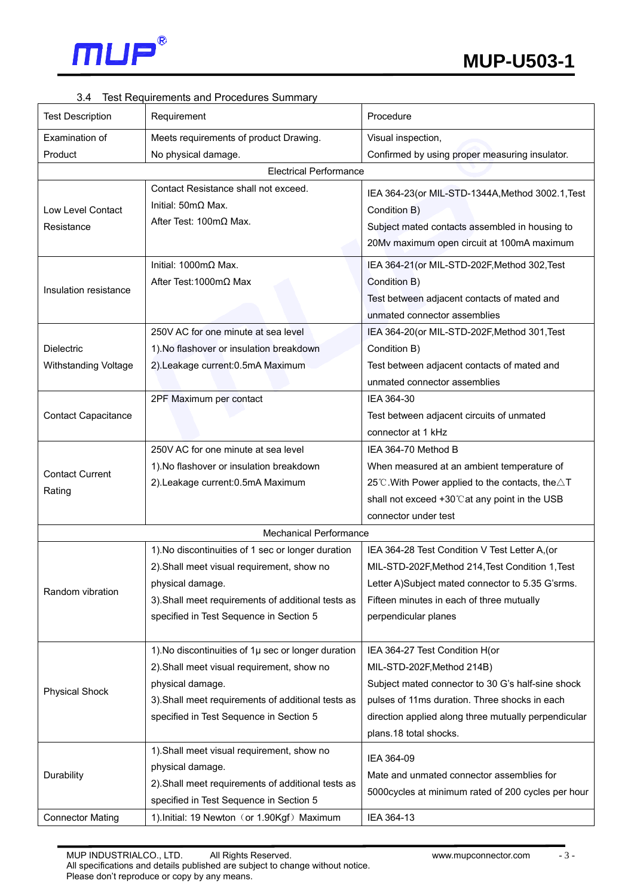### 3.4 Test Requirements and Procedures Summary

| Test Description | Requirement | Procedure |
|---|---|---|
| Examination of Product | Meets requirements of product Drawing.<br>No physical damage. | Visual inspection,<br>Confirmed by using proper measuring insulator. |
| | Electrical Performance | |
| Low Level Contact Resistance | Contact Resistance shall not exceed.<br>Initial: 50mΩ Max.<br>After Test: 100mΩ Max. | IEA 364-23(or MIL-STD-1344A,Method 3002.1,Test Condition B)<br>Subject mated contacts assembled in housing to 20Mv maximum open circuit at 100mA maximum |
| Insulation resistance | Initial: 1000mΩ Max.<br>After Test:1000mΩ Max | IEA 364-21(or MIL-STD-202F,Method 302,Test Condition B)<br>Test between adjacent contacts of mated and unmated connector assemblies |
| Dielectric Withstanding Voltage | 250V AC for one minute at sea level<br>1).No flashover or insulation breakdown<br>2).Leakage current:0.5mA Maximum | IEA 364-20(or MIL-STD-202F,Method 301,Test Condition B)<br>Test between adjacent contacts of mated and unmated connector assemblies |
| Contact Capacitance | 2PF Maximum per contact | IEA 364-30<br>Test between adjacent circuits of unmated connector at 1 kHz |
| Contact Current Rating | 250V AC for one minute at sea level<br>1).No flashover or insulation breakdown<br>2).Leakage current:0.5mA Maximum | IEA 364-70 Method B<br>When measured at an ambient temperature of 25℃.With Power applied to the contacts, the△T shall not exceed +30℃at any point in the USB connector under test |
| | Mechanical Performance | |
| Random vibration | 1).No discontinuities of 1 sec or longer duration<br>2).Shall meet visual requirement, show no physical damage.<br>3).Shall meet requirements of additional tests as specified in Test Sequence in Section 5 | IEA 364-28 Test Condition V Test Letter A,(or MIL-STD-202F,Method 214,Test Condition 1,Test Letter A)Subject mated connector to 5.35 G'srms. Fifteen minutes in each of three mutually perpendicular planes |
| Physical Shock | 1).No discontinuities of 1μ sec or longer duration<br>2).Shall meet visual requirement, show no physical damage.<br>3).Shall meet requirements of additional tests as specified in Test Sequence in Section 5 | IEA 364-27 Test Condition H(or MIL-STD-202F,Method 214B)<br>Subject mated connector to 30 G's half-sine shock pulses of 11ms duration. Three shocks in each direction applied along three mutually perpendicular plans.18 total shocks. |
| Durability | 1).Shall meet visual requirement, show no physical damage.<br>2).Shall meet requirements of additional tests as specified in Test Sequence in Section 5 | IEA 364-09<br>Mate and unmated connector assemblies for 5000cycles at minimum rated of 200 cycles per hour |
| Connector Mating | 1).Initial: 19 Newton（or 1.90Kgf）Maximum | IEA 364-13 |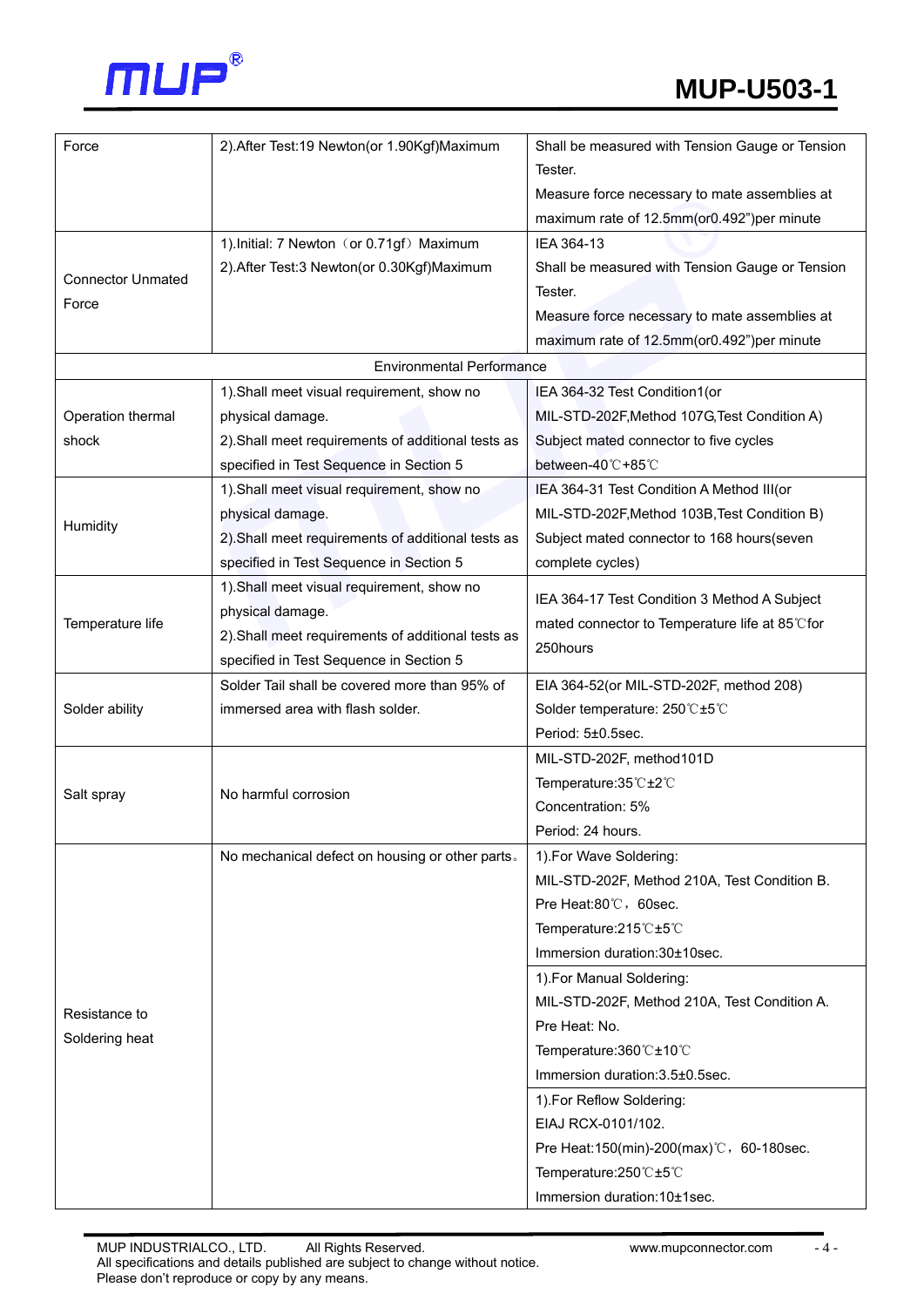| | | |
|---|---|---|
| Force | 2).After Test:19 Newton(or 1.90Kgf)Maximum | Shall be measured with Tension Gauge or Tension Tester.<br>Measure force necessary to mate assemblies at maximum rate of 12.5mm(or0.492")per minute |
| Connector Unmated Force | 1).Initial: 7 Newton（or 0.71gf）Maximum<br>2).After Test:3 Newton(or 0.30Kgf)Maximum | IEA 364-13<br>Shall be measured with Tension Gauge or Tension Tester.<br>Measure force necessary to mate assemblies at maximum rate of 12.5mm(or0.492")per minute |
| Environmental Performance | | |
| Operation thermal shock | 1).Shall meet visual requirement, show no physical damage.<br>2).Shall meet requirements of additional tests as specified in Test Sequence in Section 5 | IEA 364-32 Test Condition1(or MIL-STD-202F,Method 107G,Test Condition A)<br>Subject mated connector to five cycles between-40℃+85℃ |
| Humidity | 1).Shall meet visual requirement, show no physical damage.<br>2).Shall meet requirements of additional tests as specified in Test Sequence in Section 5 | IEA 364-31 Test Condition A Method III(or MIL-STD-202F,Method 103B,Test Condition B)<br>Subject mated connector to 168 hours(seven complete cycles) |
| Temperature life | 1).Shall meet visual requirement, show no physical damage.<br>2).Shall meet requirements of additional tests as specified in Test Sequence in Section 5 | IEA 364-17 Test Condition 3 Method A Subject mated connector to Temperature life at 85℃for 250hours |
| Solder ability | Solder Tail shall be covered more than 95% of immersed area with flash solder. | EIA 364-52(or MIL-STD-202F, method 208)<br>Solder temperature: 250℃±5℃<br>Period: 5±0.5sec. |
| Salt spray | No harmful corrosion | MIL-STD-202F, method101D<br>Temperature:35℃±2℃<br>Concentration: 5%<br>Period: 24 hours. |
| Resistance to Soldering heat | No mechanical defect on housing or other parts。 | 1).For Wave Soldering:<br>MIL-STD-202F, Method 210A, Test Condition B.<br>Pre Heat:80℃，60sec.<br>Temperature:215℃±5℃<br>Immersion duration:30±10sec. |
| | | 1).For Manual Soldering:<br>MIL-STD-202F, Method 210A, Test Condition A.<br>Pre Heat: No.<br>Temperature:360℃±10℃<br>Immersion duration:3.5±0.5sec. |
| | | 1).For Reflow Soldering:<br>EIAJ RCX-0101/102.<br>Pre Heat:150(min)-200(max)℃，60-180sec.<br>Temperature:250℃±5℃<br>Immersion duration:10±1sec. |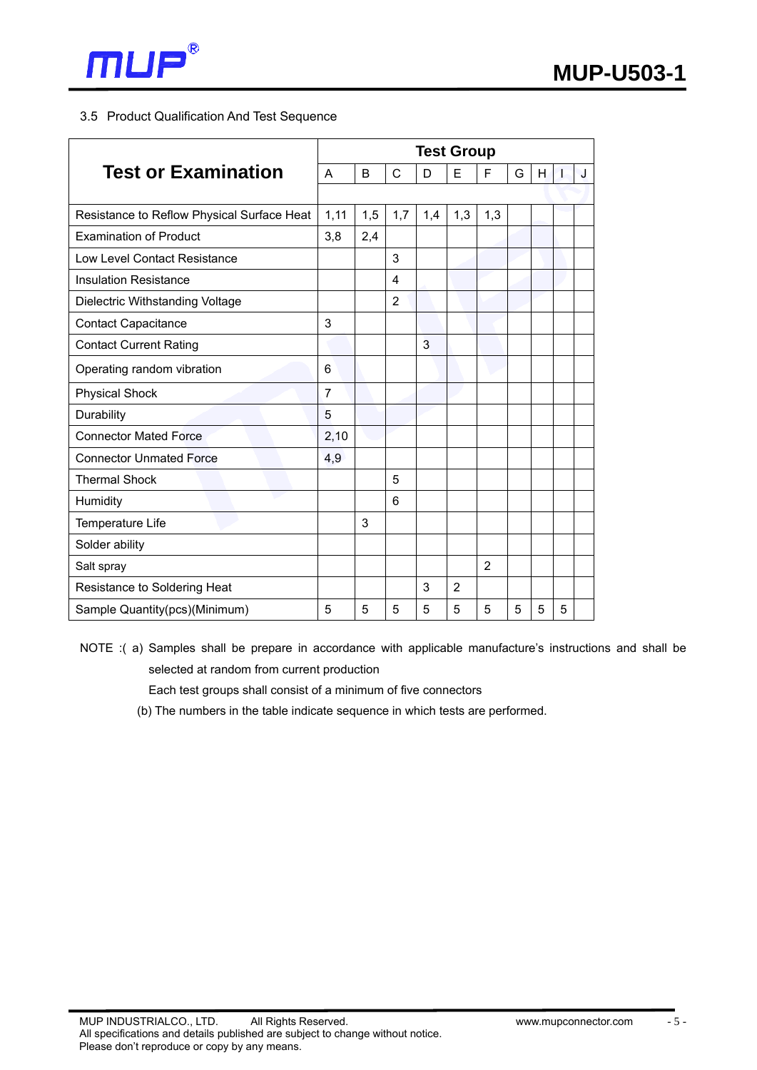3.5 Product Qualification And Test Sequence

| Test or Examination | Test Group | | | | | | | | | |
|---|---|---|---|---|---|---|---|---|---|---|
| | A | B | C | D | E | F | G | H | I | J |
| Resistance to Reflow Physical Surface Heat | 1,11 | 1,5 | 1,7 | 1,4 | 1,3 | 1,3 | | | | |
| Examination of Product | 3,8 | 2,4 | | | | | | | | |
| Low Level Contact Resistance | | | 3 | | | | | | | |
| Insulation Resistance | | | 4 | | | | | | | |
| Dielectric Withstanding Voltage | | | 2 | | | | | | | |
| Contact Capacitance | 3 | | | | | | | | | |
| Contact Current Rating | | | | 3 | | | | | | |
| Operating random vibration | 6 | | | | | | | | | |
| Physical Shock | 7 | | | | | | | | | |
| Durability | 5 | | | | | | | | | |
| Connector Mated Force | 2,10 | | | | | | | | | |
| Connector Unmated Force | 4,9 | | | | | | | | | |
| Thermal Shock | | | 5 | | | | | | | |
| Humidity | | | 6 | | | | | | | |
| Temperature Life | | 3 | | | | | | | | |
| Solder ability | | | | | | | | | | |
| Salt spray | | | | | | 2 | | | | |
| Resistance to Soldering Heat | | | | 3 | 2 | | | | | |
| Sample Quantity(pcs)(Minimum) | 5 | 5 | 5 | 5 | 5 | 5 | 5 | 5 | 5 | |

NOTE :( a) Samples shall be prepare in accordance with applicable manufacture's instructions and shall be selected at random from current production

Each test groups shall consist of a minimum of five connectors

(b) The numbers in the table indicate sequence in which tests are performed.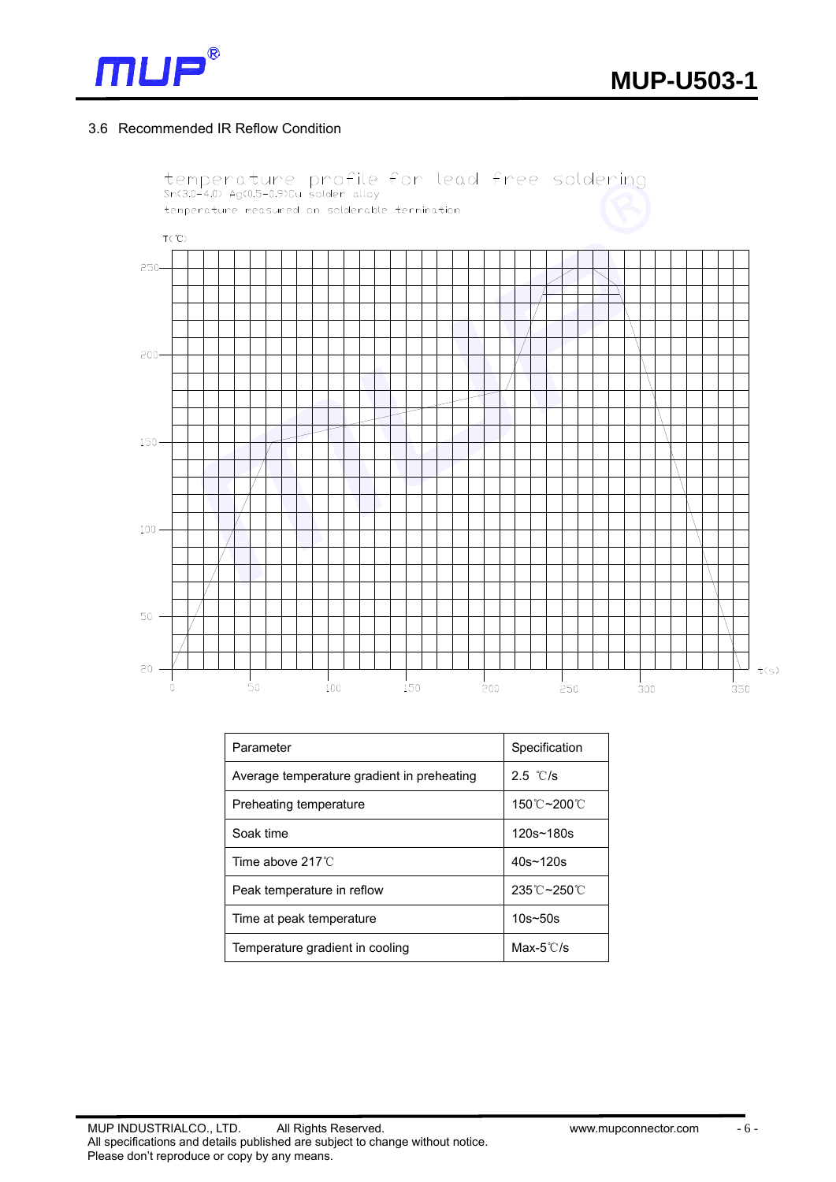## 3.6 Recommended IR Reflow Condition

temperature profile for lead free soldering
Sn(3.0~4.0) Ag(0.5~0.9)Cu solder alloy
temperature measured on solderable termination

| Parameter | Specification |
|---|---|
| Average temperature gradient in preheating | 2.5 ℃/s |
| Preheating temperature | 150℃~200℃ |
| Soak time | 120s~180s |
| Time above 217℃ | 40s~120s |
| Peak temperature in reflow | 235℃~250℃ |
| Time at peak temperature | 10s~50s |
| Temperature gradient in cooling | Max-5℃/s |

MUP INDUSTRIALCO., LTD. All Rights Reserved.
All specifications and details published are subject to change without notice.
Please don't reproduce or copy by any means.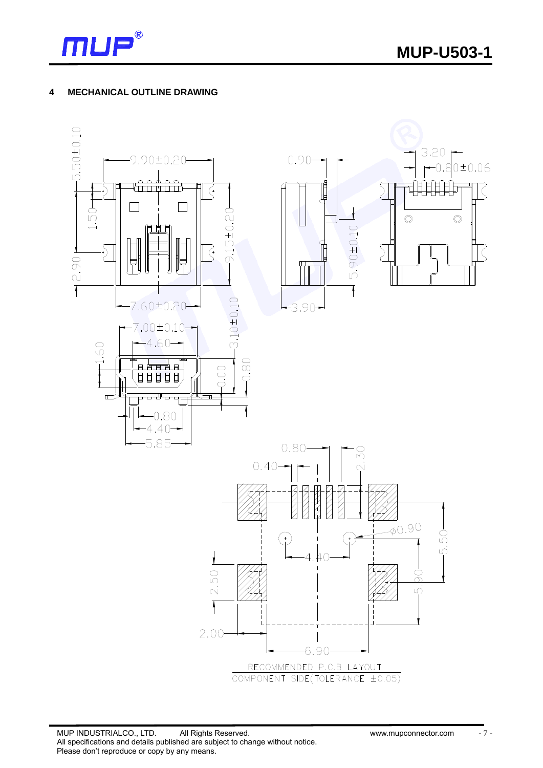## 4 MECHANICAL OUTLINE DRAWING

5.50±0.10
9.90±0.20
1.50
9.15±0.20
2.90
7.60±0.20
0.90
5.90±0.10
3.90
3.20
0.80±0.06
3.10±0.10
7.00±0.10
4.60
1.60
0.00
0.80
0.80
4.40
5.85

0.80
2.30
0.40
φ0.90
4.40
5.50
2.50
5.90
2.00
6.90

RECOMMENDED P.C.B LAYOUT
COMPONENT SIDE(TOLERANCE ±0.05)